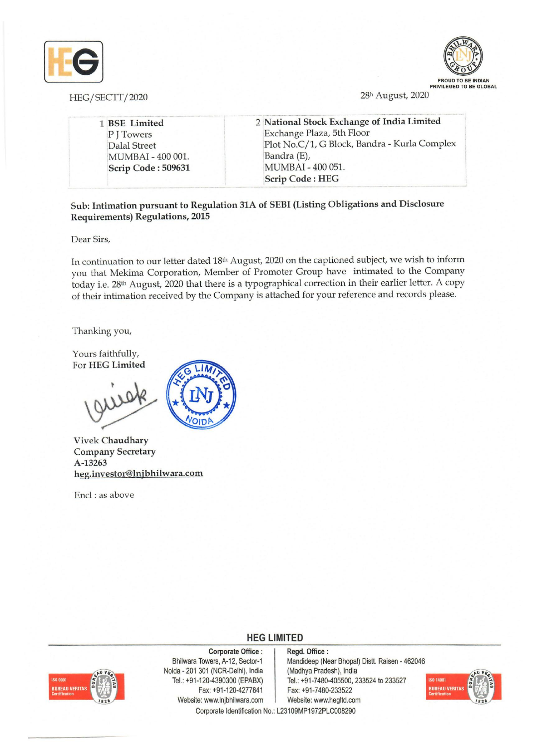HEG/SECTT/2020

28th August, 2020

| 1 **BSE Limited**<br>P J Towers<br>Dalal Street<br>MUMBAI - 400 001.<br>**Scrip Code : 509631** | 2 **National Stock Exchange of India Limited**<br>Exchange Plaza, 5th Floor<br>Plot No.C/1, G Block, Bandra - Kurla Complex<br>Bandra (E),<br>MUMBAI - 400 051.<br>**Scrip Code : HEG** |
|---|---|

**Sub: Intimation pursuant to Regulation 31A of SEBI (Listing Obligations and Disclosure Requirements) Regulations, 2015**

Dear Sirs,

In continuation to our letter dated 18th August, 2020 on the captioned subject, we wish to inform you that Mekima Corporation, Member of Promoter Group have intimated to the Company today i.e. 28th August, 2020 that there is a typographical correction in their earlier letter. A copy of their intimation received by the Company is attached for your reference and records please.

Thanking you,

Yours faithfully,
For **HEG Limited**

Vivek Chaudhary
Company Secretary
A-13263
heg.investor@lnjbhilwara.com

Encl : as above

**HEG LIMITED**

**Corporate Office :** Bhilwara Towers, A-12, Sector-1, Noida - 201 301 (NCR-Delhi), India. Tel.: +91-120-4390300 (EPABX), Fax: +91-120-4277841, Website: www.lnjbhilwara.com

**Regd. Office :** Mandideep (Near Bhopal) Distt. Raisen - 462046 (Madhya Pradesh), India. Tel.: +91-7480-405500, 233524 to 233527, Fax: +91-7480-233522, Website: www.hegltd.com

Corporate Identification No.: L23109MP1972PLC008290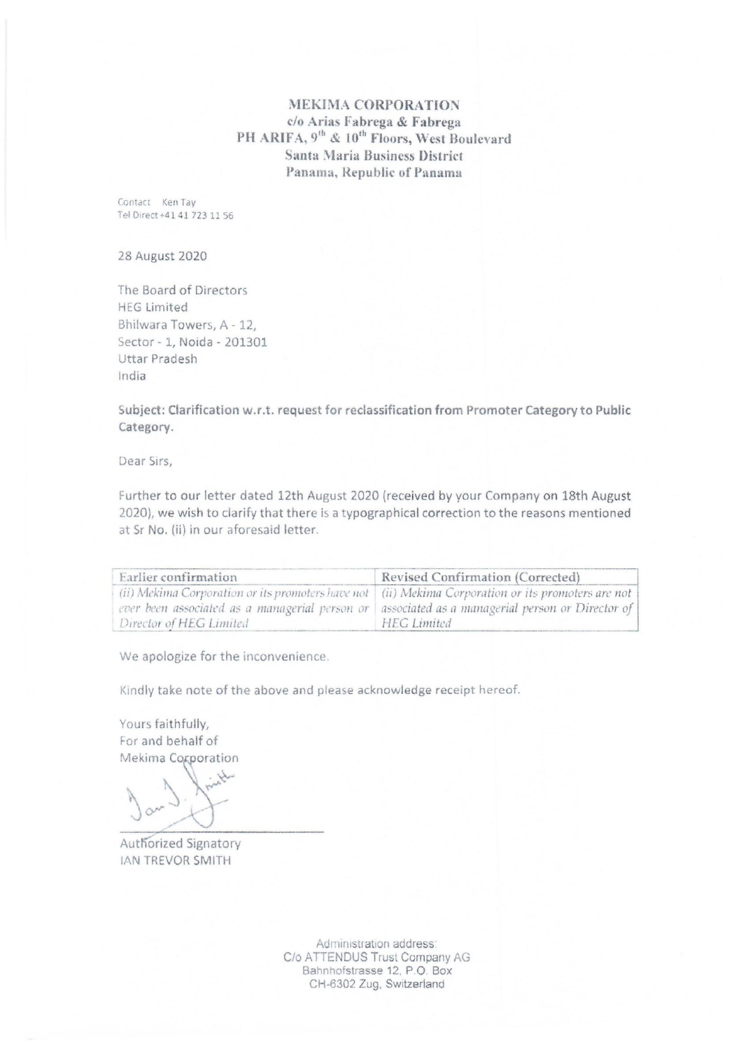**MEKIMA CORPORATION**
**c/o Arias Fabrega & Fabrega**
**PH ARIFA, 9th & 10th Floors, West Boulevard**
**Santa Maria Business District**
**Panama, Republic of Panama**

Contact Ken Tay
Tel Direct +41 41 723 11 56

28 August 2020

The Board of Directors
HEG Limited
Bhilwara Towers, A - 12,
Sector - 1, Noida - 201301
Uttar Pradesh
India

**Subject: Clarification w.r.t. request for reclassification from Promoter Category to Public Category.**

Dear Sirs,

Further to our letter dated 12th August 2020 (received by your Company on 18th August 2020), we wish to clarify that there is a typographical correction to the reasons mentioned at Sr No. (ii) in our aforesaid letter.

| Earlier confirmation | Revised Confirmation (Corrected) |
| --- | --- |
| *(ii) Mekima Corporation or its promoters have not ever been associated as a managerial person or Director of HEG Limited* | *(ii) Mekima Corporation or its promoters are not associated as a managerial person or Director of HEG Limited* |

We apologize for the inconvenience.

Kindly take note of the above and please acknowledge receipt hereof.

Yours faithfully,
For and behalf of
Mekima Corporation

Authorized Signatory
IAN TREVOR SMITH

Administration address:
C/o ATTENDUS Trust Company AG
Bahnhofstrasse 12, P.O. Box
CH-6302 Zug, Switzerland